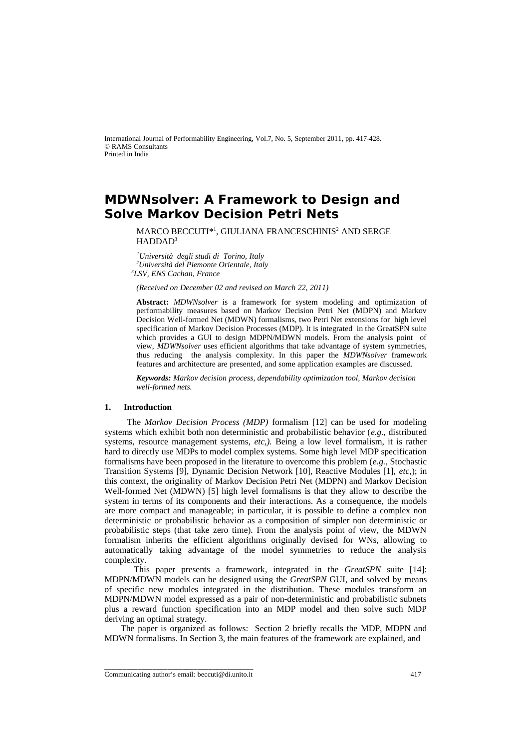# MDWNsolver: A Framework to Design and Solve Markov Decision Petri Nets

MARCO BECCUTI*[1], GIULIANA FRANCESCHINIS[2] AND SERGE HADDAD[3]

[1]*Università degli studi di Torino, Italy*
[2]*Università del Piemonte Orientale, Italy*
[3]*LSV, ENS Cachan, France*

*(Received on December 02 and revised on March 22, 2011)*

**Abstract:** *MDWNsolver* is a framework for system modeling and optimization of performability measures based on Markov Decision Petri Net (MDPN) and Markov Decision Well-formed Net (MDWN) formalisms, two Petri Net extensions for high level specification of Markov Decision Processes (MDP). It is integrated in the GreatSPN suite which provides a GUI to design MDPN/MDWN models. From the analysis point of view, *MDWNsolver* uses efficient algorithms that take advantage of system symmetries, thus reducing the analysis complexity. In this paper the *MDWNsolver* framework features and architecture are presented, and some application examples are discussed.

***Keywords:*** *Markov decision process, dependability optimization tool, Markov decision well-formed nets.*

## 1. Introduction

The *Markov Decision Process (MDP)* formalism [12] can be used for modeling systems which exhibit both non deterministic and probabilistic behavior (*e.g.,* distributed systems, resource management systems, *etc,).* Being a low level formalism, it is rather hard to directly use MDPs to model complex systems. Some high level MDP specification formalisms have been proposed in the literature to overcome this problem (*e.g.,* Stochastic Transition Systems [9], Dynamic Decision Network [10], Reactive Modules [1], *etc,*); in this context, the originality of Markov Decision Petri Net (MDPN) and Markov Decision Well-formed Net (MDWN) [5] high level formalisms is that they allow to describe the system in terms of its components and their interactions. As a consequence, the models are more compact and manageable; in particular, it is possible to define a complex non deterministic or probabilistic behavior as a composition of simpler non deterministic or probabilistic steps (that take zero time). From the analysis point of view, the MDWN formalism inherits the efficient algorithms originally devised for WNs, allowing to automatically taking advantage of the model symmetries to reduce the analysis complexity.

This paper presents a framework, integrated in the *GreatSPN* suite [14]: MDPN/MDWN models can be designed using the *GreatSPN* GUI, and solved by means of specific new modules integrated in the distribution. These modules transform an MDPN/MDWN model expressed as a pair of non-deterministic and probabilistic subnets plus a reward function specification into an MDP model and then solve such MDP deriving an optimal strategy.

The paper is organized as follows: Section 2 briefly recalls the MDP, MDPN and MDWN formalisms. In Section 3, the main features of the framework are explained, and

Communicating author's email: beccuti@di.unito.it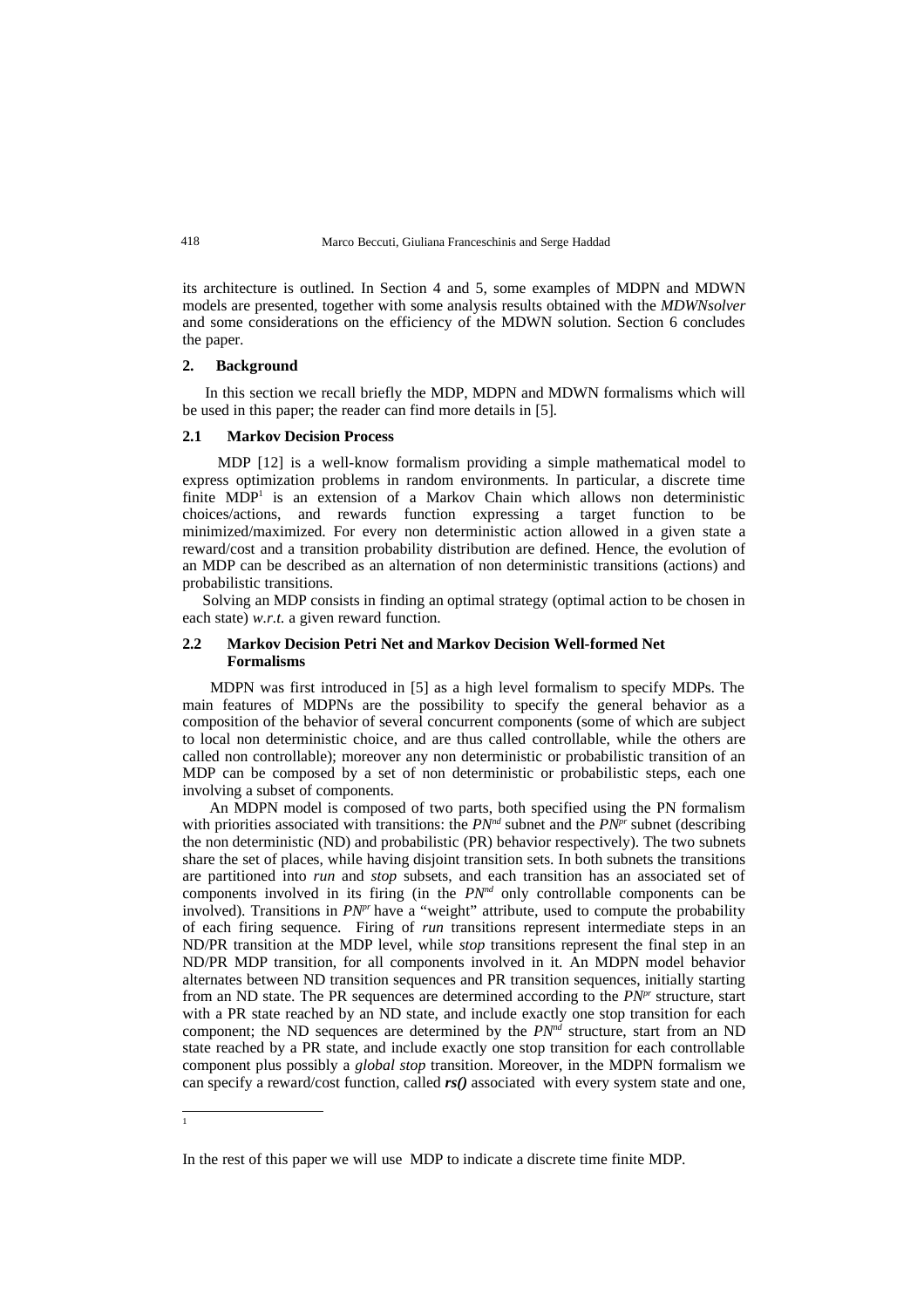its architecture is outlined. In Section 4 and 5, some examples of MDPN and MDWN models are presented, together with some analysis results obtained with the *MDWNsolver* and some considerations on the efficiency of the MDWN solution. Section 6 concludes the paper.

## 2. Background

In this section we recall briefly the MDP, MDPN and MDWN formalisms which will be used in this paper; the reader can find more details in [5].

### 2.1 Markov Decision Process

MDP [12] is a well-know formalism providing a simple mathematical model to express optimization problems in random environments. In particular, a discrete time finite MDP[1] is an extension of a Markov Chain which allows non deterministic choices/actions, and rewards function expressing a target function to be minimized/maximized. For every non deterministic action allowed in a given state a reward/cost and a transition probability distribution are defined. Hence, the evolution of an MDP can be described as an alternation of non deterministic transitions (actions) and probabilistic transitions.

Solving an MDP consists in finding an optimal strategy (optimal action to be chosen in each state) *w.r.t.* a given reward function.

### 2.2 Markov Decision Petri Net and Markov Decision Well-formed Net Formalisms

MDPN was first introduced in [5] as a high level formalism to specify MDPs. The main features of MDPNs are the possibility to specify the general behavior as a composition of the behavior of several concurrent components (some of which are subject to local non deterministic choice, and are thus called controllable, while the others are called non controllable); moreover any non deterministic or probabilistic transition of an MDP can be composed by a set of non deterministic or probabilistic steps, each one involving a subset of components.

An MDPN model is composed of two parts, both specified using the PN formalism with priorities associated with transitions: the $PN^{nd}$ subnet and the $PN^{pr}$ subnet (describing the non deterministic (ND) and probabilistic (PR) behavior respectively). The two subnets share the set of places, while having disjoint transition sets. In both subnets the transitions are partitioned into *run* and *stop* subsets, and each transition has an associated set of components involved in its firing (in the $PN^{nd}$ only controllable components can be involved). Transitions in $PN^{pr}$ have a "weight" attribute, used to compute the probability of each firing sequence. Firing of *run* transitions represent intermediate steps in an ND/PR transition at the MDP level, while *stop* transitions represent the final step in an ND/PR MDP transition, for all components involved in it. An MDPN model behavior alternates between ND transition sequences and PR transition sequences, initially starting from an ND state. The PR sequences are determined according to the $PN^{pr}$ structure, start with a PR state reached by an ND state, and include exactly one stop transition for each component; the ND sequences are determined by the $PN^{nd}$ structure, start from an ND state reached by a PR state, and include exactly one stop transition for each controllable component plus possibly a *global stop* transition. Moreover, in the MDPN formalism we can specify a reward/cost function, called ***rs()*** associated with every system state and one,

---

[1] In the rest of this paper we will use MDP to indicate a discrete time finite MDP.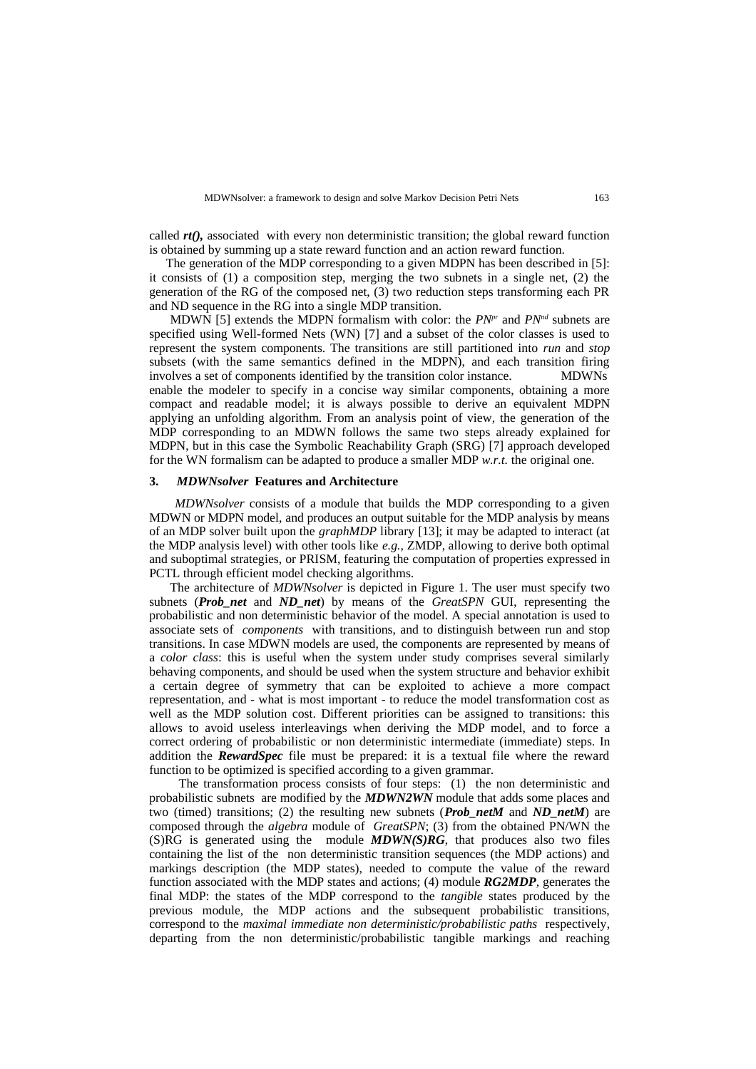called ***rt()*,** associated with every non deterministic transition; the global reward function is obtained by summing up a state reward function and an action reward function.

The generation of the MDP corresponding to a given MDPN has been described in [5]: it consists of (1) a composition step, merging the two subnets in a single net, (2) the generation of the RG of the composed net, (3) two reduction steps transforming each PR and ND sequence in the RG into a single MDP transition.

MDWN [5] extends the MDPN formalism with color: the $PN^{pr}$ and $PN^{nd}$ subnets are specified using Well-formed Nets (WN) [7] and a subset of the color classes is used to represent the system components. The transitions are still partitioned into *run* and *stop* subsets (with the same semantics defined in the MDPN), and each transition firing involves a set of components identified by the transition color instance. MDWNs enable the modeler to specify in a concise way similar components, obtaining a more compact and readable model; it is always possible to derive an equivalent MDPN applying an unfolding algorithm. From an analysis point of view, the generation of the MDP corresponding to an MDWN follows the same two steps already explained for MDPN, but in this case the Symbolic Reachability Graph (SRG) [7] approach developed for the WN formalism can be adapted to produce a smaller MDP *w.r.t.* the original one.

## 3. *MDWNsolver* Features and Architecture

*MDWNsolver* consists of a module that builds the MDP corresponding to a given MDWN or MDPN model, and produces an output suitable for the MDP analysis by means of an MDP solver built upon the *graphMDP* library [13]; it may be adapted to interact (at the MDP analysis level) with other tools like *e.g.,* ZMDP, allowing to derive both optimal and suboptimal strategies, or PRISM, featuring the computation of properties expressed in PCTL through efficient model checking algorithms.

The architecture of *MDWNsolver* is depicted in Figure 1. The user must specify two subnets (***Prob_net*** and ***ND_net***) by means of the *GreatSPN* GUI, representing the probabilistic and non deterministic behavior of the model. A special annotation is used to associate sets of *components* with transitions, and to distinguish between run and stop transitions. In case MDWN models are used, the components are represented by means of a *color class*: this is useful when the system under study comprises several similarly behaving components, and should be used when the system structure and behavior exhibit a certain degree of symmetry that can be exploited to achieve a more compact representation, and - what is most important - to reduce the model transformation cost as well as the MDP solution cost. Different priorities can be assigned to transitions: this allows to avoid useless interleavings when deriving the MDP model, and to force a correct ordering of probabilistic or non deterministic intermediate (immediate) steps. In addition the ***RewardSpec*** file must be prepared: it is a textual file where the reward function to be optimized is specified according to a given grammar.

The transformation process consists of four steps: (1) the non deterministic and probabilistic subnets are modified by the ***MDWN2WN*** module that adds some places and two (timed) transitions; (2) the resulting new subnets (***Prob_netM*** and ***ND_netM***) are composed through the *algebra* module of *GreatSPN*; (3) from the obtained PN/WN the (S)RG is generated using the module ***MDWN(S)RG***, that produces also two files containing the list of the non deterministic transition sequences (the MDP actions) and markings description (the MDP states), needed to compute the value of the reward function associated with the MDP states and actions; (4) module ***RG2MDP***, generates the final MDP: the states of the MDP correspond to the *tangible* states produced by the previous module, the MDP actions and the subsequent probabilistic transitions, correspond to the *maximal immediate non deterministic/probabilistic paths* respectively, departing from the non deterministic/probabilistic tangible markings and reaching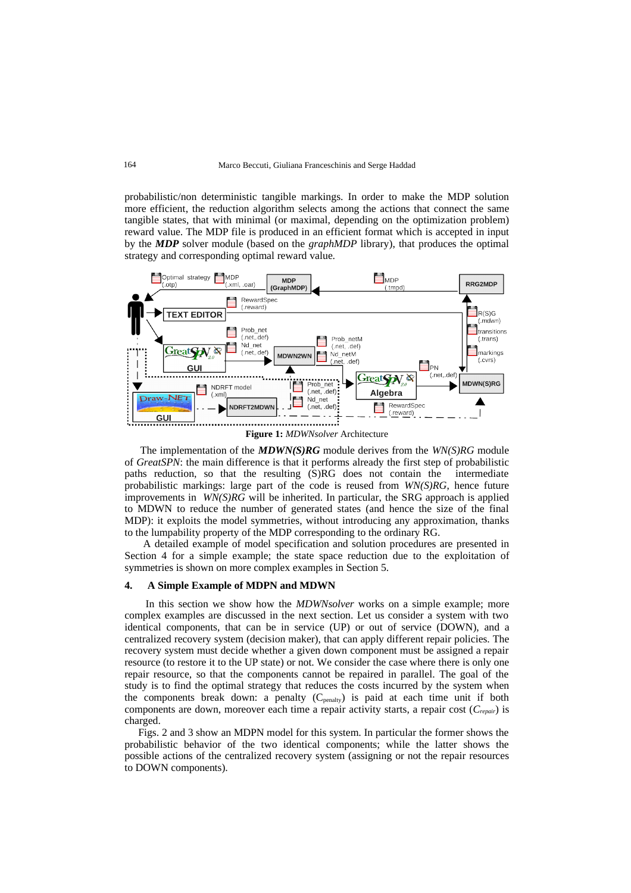probabilistic/non deterministic tangible markings. In order to make the MDP solution more efficient, the reduction algorithm selects among the actions that connect the same tangible states, that with minimal (or maximal, depending on the optimization problem) reward value. The MDP file is produced in an efficient format which is accepted in input by the ***MDP*** solver module (based on the *graphMDP* library), that produces the optimal strategy and corresponding optimal reward value.

**Figure 1:** *MDWNsolver* Architecture

The implementation of the ***MDWN(S)RG*** module derives from the *WN(S)RG* module of *GreatSPN*: the main difference is that it performs already the first step of probabilistic paths reduction, so that the resulting (S)RG does not contain the intermediate probabilistic markings: large part of the code is reused from *WN(S)RG*, hence future improvements in *WN(S)RG* will be inherited. In particular, the SRG approach is applied to MDWN to reduce the number of generated states (and hence the size of the final MDP): it exploits the model symmetries, without introducing any approximation, thanks to the lumpability property of the MDP corresponding to the ordinary RG.

A detailed example of model specification and solution procedures are presented in Section 4 for a simple example; the state space reduction due to the exploitation of symmetries is shown on more complex examples in Section 5.

## 4. A Simple Example of MDPN and MDWN

In this section we show how the *MDWNsolver* works on a simple example; more complex examples are discussed in the next section. Let us consider a system with two identical components, that can be in service (UP) or out of service (DOWN), and a centralized recovery system (decision maker), that can apply different repair policies. The recovery system must decide whether a given down component must be assigned a repair resource (to restore it to the UP state) or not. We consider the case where there is only one repair resource, so that the components cannot be repaired in parallel. The goal of the study is to find the optimal strategy that reduces the costs incurred by the system when the components break down: a penalty ($C_{penalty}$) is paid at each time unit if both components are down, moreover each time a repair activity starts, a repair cost ($C_{repair}$) is charged.

Figs. 2 and 3 show an MDPN model for this system. In particular the former shows the probabilistic behavior of the two identical components; while the latter shows the possible actions of the centralized recovery system (assigning or not the repair resources to DOWN components).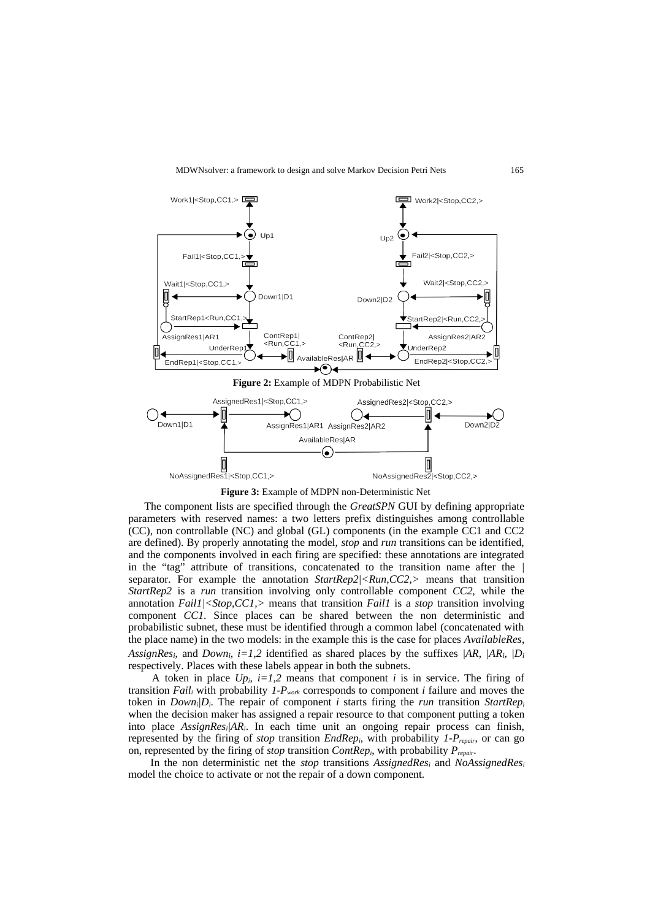**Figure 2:** Example of MDPN Probabilistic Net

**Figure 3:** Example of MDPN non-Deterministic Net

The component lists are specified through the *GreatSPN* GUI by defining appropriate parameters with reserved names: a two letters prefix distinguishes among controllable (CC), non controllable (NC) and global (GL) components (in the example CC1 and CC2 are defined). By properly annotating the model, *stop* and *run* transitions can be identified, and the components involved in each firing are specified: these annotations are integrated in the "tag" attribute of transitions, concatenated to the transition name after the | separator. For example the annotation *StartRep2|<Run,CC2,>* means that transition *StartRep2* is a *run* transition involving only controllable component *CC2*, while the annotation *Fail1|<Stop,CC1,>* means that transition *Fail1* is a *stop* transition involving component *CC1*. Since places can be shared between the non deterministic and probabilistic subnet, these must be identified through a common label (concatenated with the place name) in the two models: in the example this is the case for places *AvailableRes*, $AssignRes_i$, and $Down_i$, $i=1,2$ identified as shared places by the suffixes $|AR$, $|AR_i$, $|D_i$ respectively. Places with these labels appear in both the subnets.

A token in place $Up_i$, $i=1,2$ means that component $i$ is in service. The firing of transition $Fail_i$ with probability $1\text{-}P_{work}$ corresponds to component $i$ failure and moves the token in $Down_i|D_i$. The repair of component $i$ starts firing the *run* transition $StartRep_i$ when the decision maker has assigned a repair resource to that component putting a token into place $AssignRes_i|AR_i$. In each time unit an ongoing repair process can finish, represented by the firing of *stop* transition $EndRep_i$, with probability $1\text{-}P_{repair}$, or can go on, represented by the firing of *stop* transition $ContRep_i$, with probability $P_{repair}$.

In the non deterministic net the *stop* transitions $AssignedRes_i$ and $NoAssignedRes_i$ model the choice to activate or not the repair of a down component.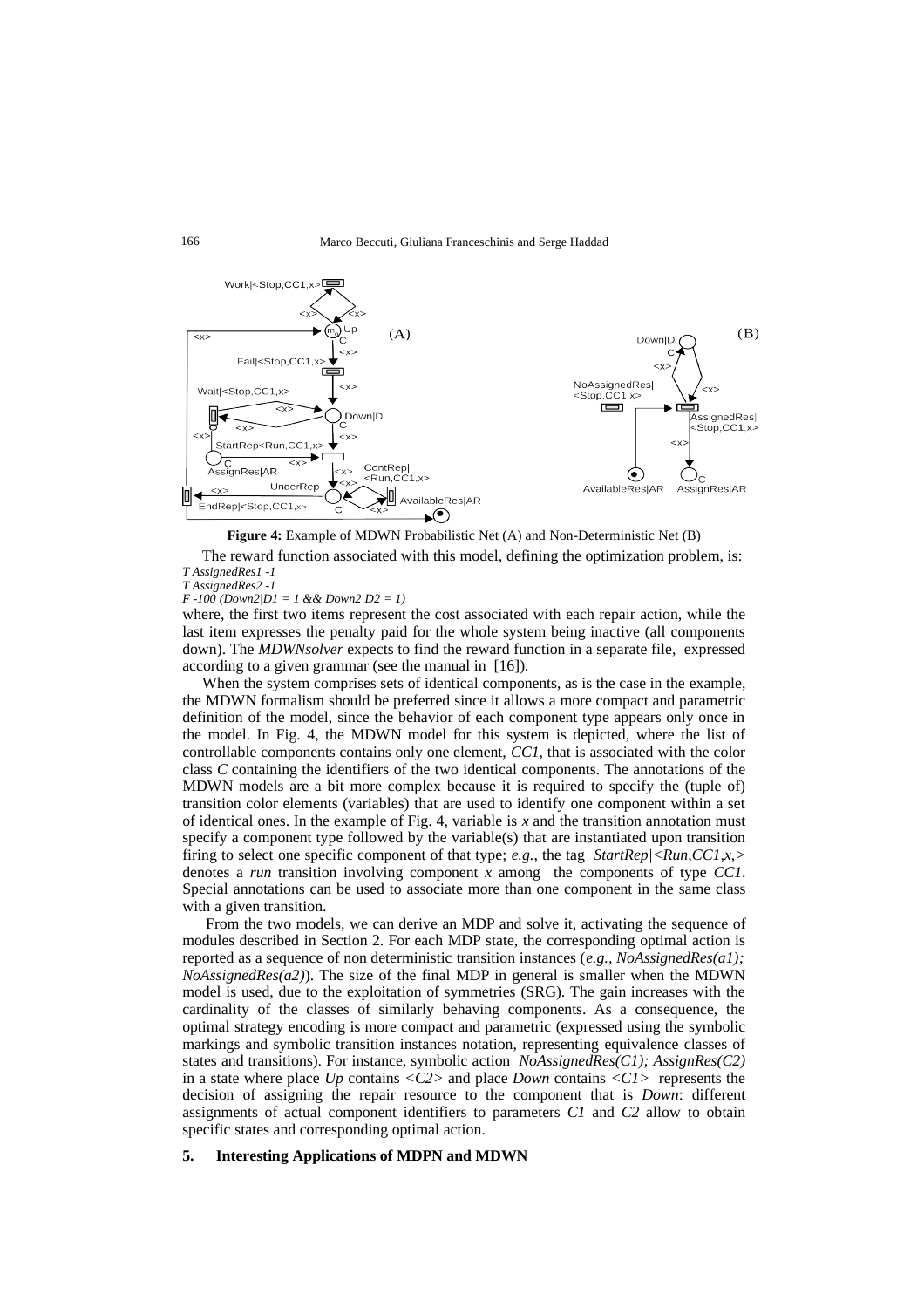**Figure 4:** Example of MDWN Probabilistic Net (A) and Non-Deterministic Net (B)

The reward function associated with this model, defining the optimization problem, is:

*T AssignedRes1 -1*
*T AssignedRes2 -1*
*F -100 (Down2|D1 = 1 && Down2|D2 = 1)*

where, the first two items represent the cost associated with each repair action, while the last item expresses the penalty paid for the whole system being inactive (all components down). The *MDWNsolver* expects to find the reward function in a separate file, expressed according to a given grammar (see the manual in [16]).

When the system comprises sets of identical components, as is the case in the example, the MDWN formalism should be preferred since it allows a more compact and parametric definition of the model, since the behavior of each component type appears only once in the model. In Fig. 4, the MDWN model for this system is depicted, where the list of controllable components contains only one element, *CC1*, that is associated with the color class *C* containing the identifiers of the two identical components. The annotations of the MDWN models are a bit more complex because it is required to specify the (tuple of) transition color elements (variables) that are used to identify one component within a set of identical ones. In the example of Fig. 4, variable is *x* and the transition annotation must specify a component type followed by the variable(s) that are instantiated upon transition firing to select one specific component of that type; *e.g.*, the tag *StartRep|<Run,CC1,x,>* denotes a *run* transition involving component *x* among the components of type *CC1*. Special annotations can be used to associate more than one component in the same class with a given transition.

From the two models, we can derive an MDP and solve it, activating the sequence of modules described in Section 2. For each MDP state, the corresponding optimal action is reported as a sequence of non deterministic transition instances (*e.g.*, *NoAssignedRes(a1); NoAssignedRes(a2)*). The size of the final MDP in general is smaller when the MDWN model is used, due to the exploitation of symmetries (SRG). The gain increases with the cardinality of the classes of similarly behaving components. As a consequence, the optimal strategy encoding is more compact and parametric (expressed using the symbolic markings and symbolic transition instances notation, representing equivalence classes of states and transitions). For instance, symbolic action *NoAssignedRes(C1); AssignRes(C2)* in a state where place *Up* contains *<C2>* and place *Down* contains *<C1>* represents the decision of assigning the repair resource to the component that is *Down*: different assignments of actual component identifiers to parameters *C1* and *C2* allow to obtain specific states and corresponding optimal action.

## 5. Interesting Applications of MDPN and MDWN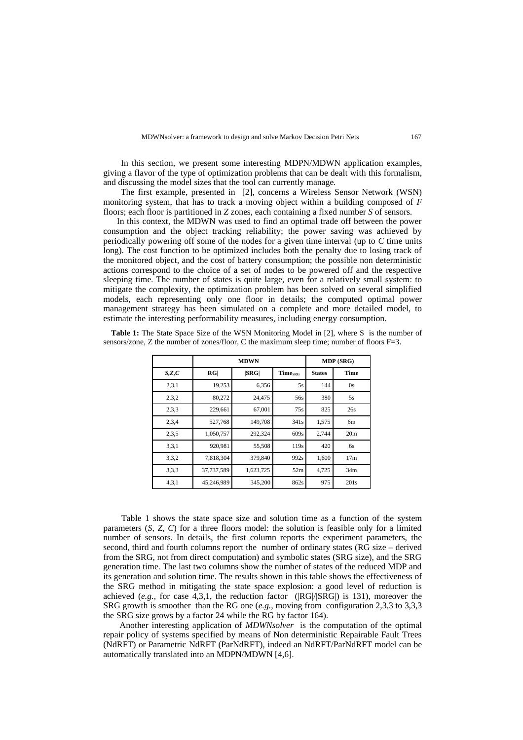In this section, we present some interesting MDPN/MDWN application examples, giving a flavor of the type of optimization problems that can be dealt with this formalism, and discussing the model sizes that the tool can currently manage.

The first example, presented in [2], concerns a Wireless Sensor Network (WSN) monitoring system, that has to track a moving object within a building composed of $F$ floors; each floor is partitioned in $Z$ zones, each containing a fixed number $S$ of sensors.

In this context, the MDWN was used to find an optimal trade off between the power consumption and the object tracking reliability; the power saving was achieved by periodically powering off some of the nodes for a given time interval (up to $C$ time units long). The cost function to be optimized includes both the penalty due to losing track of the monitored object, and the cost of battery consumption; the possible non deterministic actions correspond to the choice of a set of nodes to be powered off and the respective sleeping time. The number of states is quite large, even for a relatively small system: to mitigate the complexity, the optimization problem has been solved on several simplified models, each representing only one floor in details; the computed optimal power management strategy has been simulated on a complete and more detailed model, to estimate the interesting performability measures, including energy consumption.

**Table 1:** The State Space Size of the WSN Monitoring Model in [2], where S is the number of sensors/zone, Z the number of zones/floor, C the maximum sleep time; number of floors F=3.

| | MDWN | | | MDP (SRG) | |
|---|---|---|---|---|---|
| ***S,Z,C*** | **\|RG\|** | **\|SRG\|** | **$\text{Time}_{\text{SRG}}$** | **States** | **Time** |
| 2,3,1 | 19,253 | 6,356 | 5s | 144 | 0s |
| 2,3,2 | 80,272 | 24,475 | 56s | 380 | 5s |
| 2,3,3 | 229,661 | 67,001 | 75s | 825 | 26s |
| 2,3,4 | 527,768 | 149,708 | 341s | 1,575 | 6m |
| 2,3,5 | 1,050,757 | 292,324 | 609s | 2,744 | 20m |
| 3,3,1 | 920,981 | 55,508 | 119s | 420 | 6s |
| 3,3,2 | 7,818,304 | 379,840 | 992s | 1,600 | 17m |
| 3,3,3 | 37,737,589 | 1,623,725 | 52m | 4,725 | 34m |
| 4,3,1 | 45,246,989 | 345,200 | 862s | 975 | 201s |

Table 1 shows the state space size and solution time as a function of the system parameters ($S$, $Z$, $C$) for a three floors model: the solution is feasible only for a limited number of sensors. In details, the first column reports the experiment parameters, the second, third and fourth columns report the number of ordinary states (RG size – derived from the SRG, not from direct computation) and symbolic states (SRG size), and the SRG generation time. The last two columns show the number of states of the reduced MDP and its generation and solution time. The results shown in this table shows the effectiveness of the SRG method in mitigating the state space explosion: a good level of reduction is achieved (*e.g.,* for case 4,3,1, the reduction factor (|RG|/|SRG|) is 131), moreover the SRG growth is smoother than the RG one (*e.g.,* moving from configuration 2,3,3 to 3,3,3 the SRG size grows by a factor 24 while the RG by factor 164).

Another interesting application of *MDWNsolver* is the computation of the optimal repair policy of systems specified by means of Non deterministic Repairable Fault Trees (NdRFT) or Parametric NdRFT (ParNdRFT), indeed an NdRFT/ParNdRFT model can be automatically translated into an MDPN/MDWN [4,6].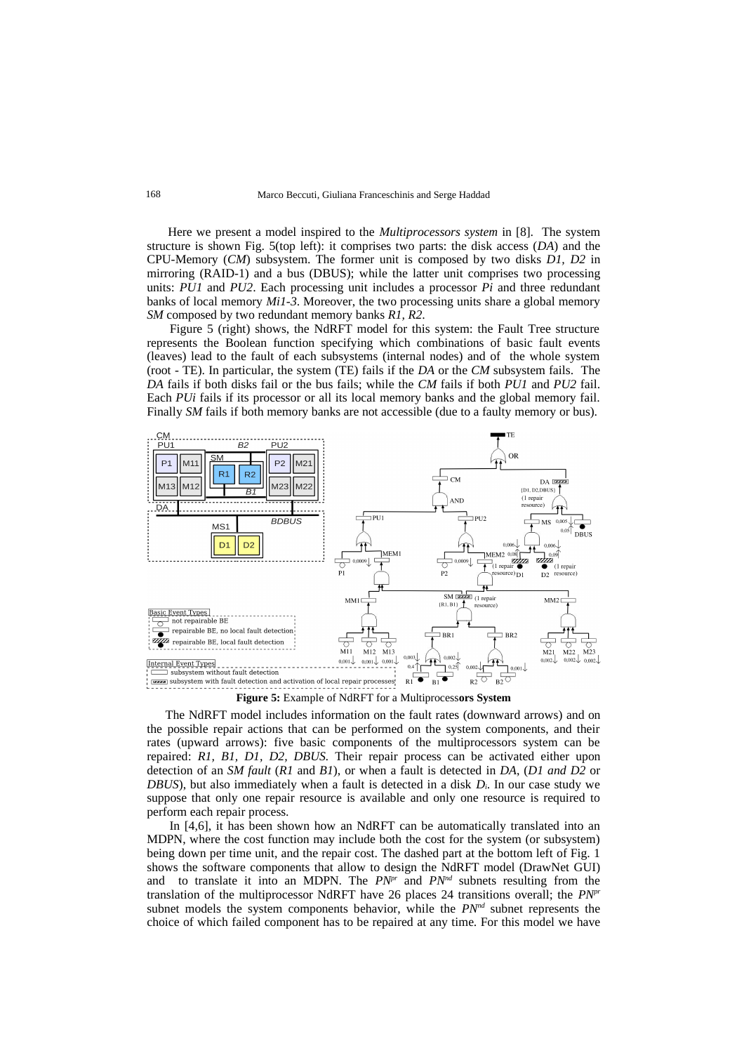Here we present a model inspired to the *Multiprocessors system* in [8]. The system structure is shown Fig. 5(top left): it comprises two parts: the disk access (*DA*) and the CPU-Memory (*CM*) subsystem. The former unit is composed by two disks *D1, D2* in mirroring (RAID-1) and a bus (DBUS); while the latter unit comprises two processing units: *PU1* and *PU2*. Each processing unit includes a processor *Pi* and three redundant banks of local memory *Mi1-3*. Moreover, the two processing units share a global memory *SM* composed by two redundant memory banks *R1, R2*.

Figure 5 (right) shows, the NdRFT model for this system: the Fault Tree structure represents the Boolean function specifying which combinations of basic fault events (leaves) lead to the fault of each subsystems (internal nodes) and of the whole system (root - TE). In particular, the system (TE) fails if the *DA* or the *CM* subsystem fails. The *DA* fails if both disks fail or the bus fails; while the *CM* fails if both *PU1* and *PU2* fail. Each *PUi* fails if its processor or all its local memory banks and the global memory fail. Finally *SM* fails if both memory banks are not accessible (due to a faulty memory or bus).

**Figure 5:** Example of NdRFT for a Multiprocess**ors System**

The NdRFT model includes information on the fault rates (downward arrows) and on the possible repair actions that can be performed on the system components, and their rates (upward arrows): five basic components of the multiprocessors system can be repaired: *R1, B1, D1, D2, DBUS.* Their repair process can be activated either upon detection of an *SM fault* (*R1* and *B1*), or when a fault is detected in *DA*, (*D1 and D2* or *DBUS*), but also immediately when a fault is detected in a disk $D_i$. In our case study we suppose that only one repair resource is available and only one resource is required to perform each repair process.

In [4,6], it has been shown how an NdRFT can be automatically translated into an MDPN, where the cost function may include both the cost for the system (or subsystem) being down per time unit, and the repair cost. The dashed part at the bottom left of Fig. 1 shows the software components that allow to design the NdRFT model (DrawNet GUI) and to translate it into an MDPN. The $PN^{pr}$ and $PN^{nd}$ subnets resulting from the translation of the multiprocessor NdRFT have 26 places 24 transitions overall; the $PN^{pr}$ subnet models the system components behavior, while the $PN^{nd}$ subnet represents the choice of which failed component has to be repaired at any time. For this model we have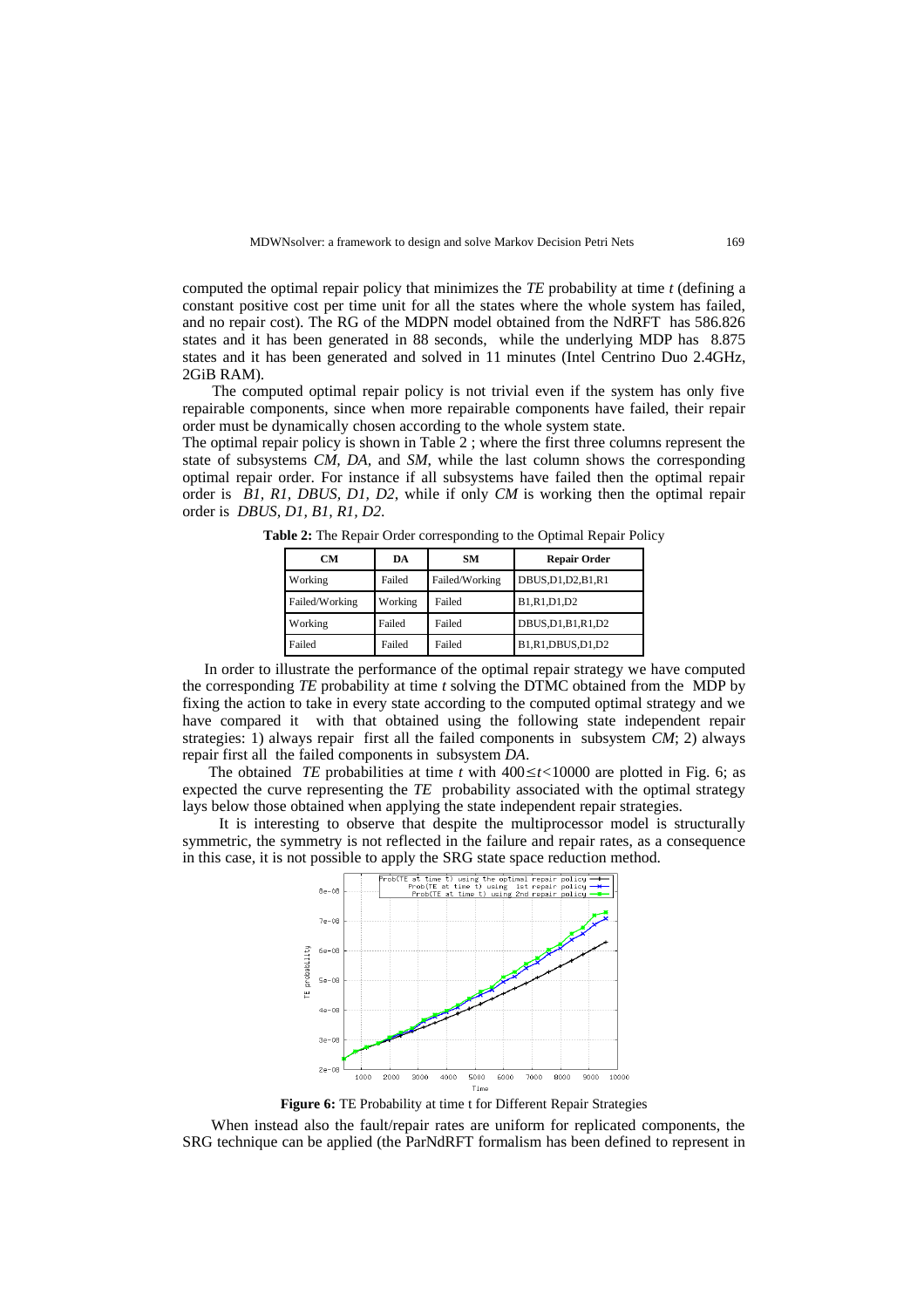computed the optimal repair policy that minimizes the *TE* probability at time *t* (defining a constant positive cost per time unit for all the states where the whole system has failed, and no repair cost). The RG of the MDPN model obtained from the NdRFT has 586.826 states and it has been generated in 88 seconds, while the underlying MDP has 8.875 states and it has been generated and solved in 11 minutes (Intel Centrino Duo 2.4GHz, 2GiB RAM).

The computed optimal repair policy is not trivial even if the system has only five repairable components, since when more repairable components have failed, their repair order must be dynamically chosen according to the whole system state.

The optimal repair policy is shown in Table 2 ; where the first three columns represent the state of subsystems *CM*, *DA*, and *SM*, while the last column shows the corresponding optimal repair order. For instance if all subsystems have failed then the optimal repair order is *B1, R1, DBUS, D1, D2*, while if only *CM* is working then the optimal repair order is *DBUS, D1, B1, R1, D2*.

**Table 2:** The Repair Order corresponding to the Optimal Repair Policy

| CM | DA | SM | Repair Order |
|---|---|---|---|
| Working | Failed | Failed/Working | DBUS,D1,D2,B1,R1 |
| Failed/Working | Working | Failed | B1,R1,D1,D2 |
| Working | Failed | Failed | DBUS,D1,B1,R1,D2 |
| Failed | Failed | Failed | B1,R1,DBUS,D1,D2 |

In order to illustrate the performance of the optimal repair strategy we have computed the corresponding *TE* probability at time *t* solving the DTMC obtained from the MDP by fixing the action to take in every state according to the computed optimal strategy and we have compared it with that obtained using the following state independent repair strategies: 1) always repair first all the failed components in subsystem *CM*; 2) always repair first all the failed components in subsystem *DA*.

The obtained *TE* probabilities at time *t* with $400 \leq t < 10000$ are plotted in Fig. 6; as expected the curve representing the *TE* probability associated with the optimal strategy lays below those obtained when applying the state independent repair strategies.

It is interesting to observe that despite the multiprocessor model is structurally symmetric, the symmetry is not reflected in the failure and repair rates, as a consequence in this case, it is not possible to apply the SRG state space reduction method.

**Figure 6:** TE Probability at time t for Different Repair Strategies

When instead also the fault/repair rates are uniform for replicated components, the SRG technique can be applied (the ParNdRFT formalism has been defined to represent in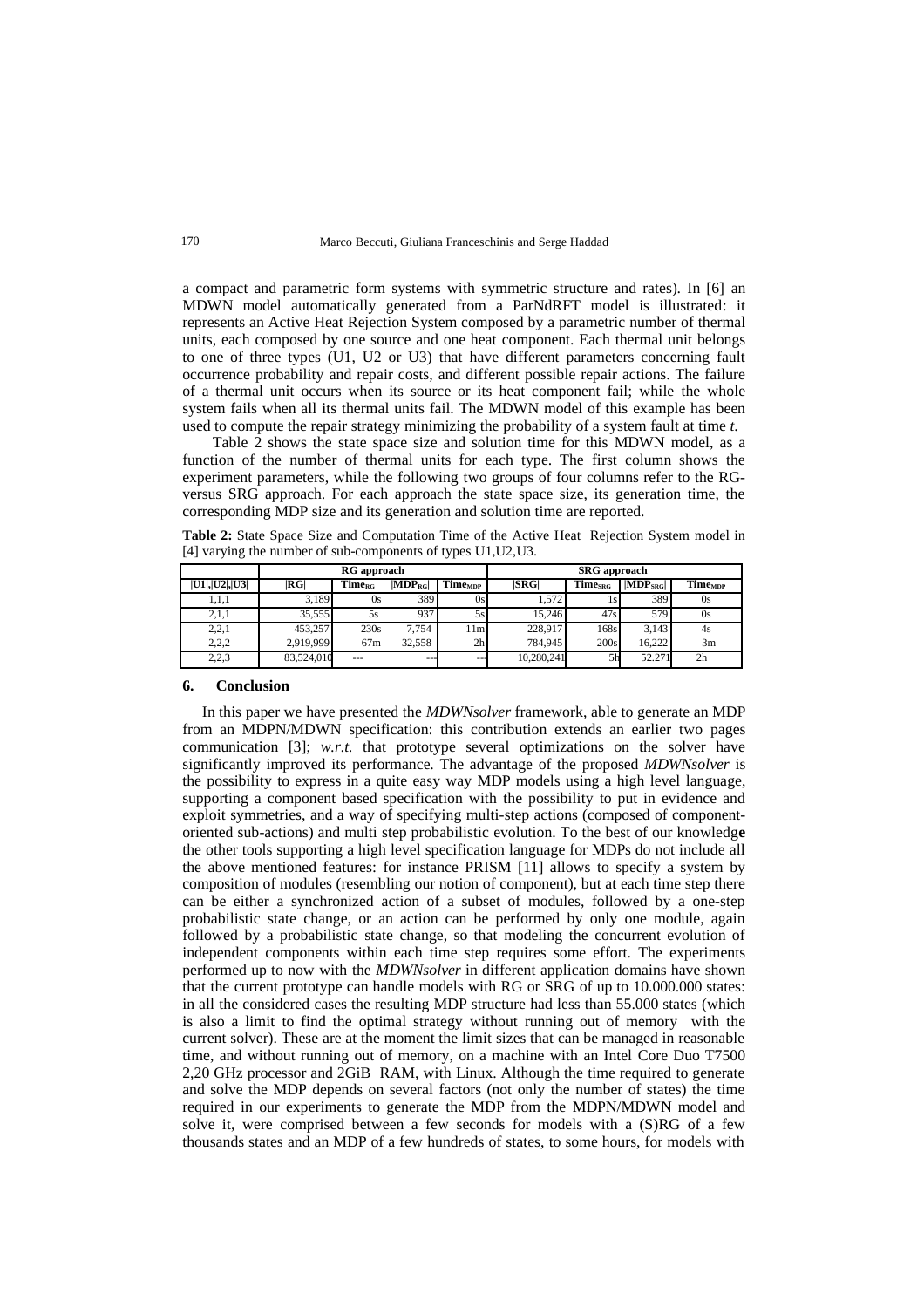a compact and parametric form systems with symmetric structure and rates). In [6] an MDWN model automatically generated from a ParNdRFT model is illustrated: it represents an Active Heat Rejection System composed by a parametric number of thermal units, each composed by one source and one heat component. Each thermal unit belongs to one of three types (U1, U2 or U3) that have different parameters concerning fault occurrence probability and repair costs, and different possible repair actions. The failure of a thermal unit occurs when its source or its heat component fail; while the whole system fails when all its thermal units fail. The MDWN model of this example has been used to compute the repair strategy minimizing the probability of a system fault at time *t*.

Table 2 shows the state space size and solution time for this MDWN model, as a function of the number of thermal units for each type. The first column shows the experiment parameters, while the following two groups of four columns refer to the RG- versus SRG approach. For each approach the state space size, its generation time, the corresponding MDP size and its generation and solution time are reported.

**Table 2:** State Space Size and Computation Time of the Active Heat Rejection System model in [4] varying the number of sub-components of types U1,U2,U3.

| | RG approach | | | | SRG approach | | | |
|---|---|---|---|---|---|---|---|---|
| \|U1\|,\|U2\|,\|U3\| | \|RG\| | $Time_{RG}$ | $\|MDP_{RG}\|$ | $Time_{MDP}$ | \|SRG\| | $Time_{SRG}$ | $\|MDP_{SRG}\|$ | $Time_{MDP}$ |
| 1,1,1 | 3,189 | 0s | 389 | 0s | 1,572 | 1s | 389 | 0s |
| 2,1,1 | 35,555 | 5s | 937 | 5s | 15,246 | 47s | 579 | 0s |
| 2,2,1 | 453,257 | 230s | 7,754 | 11m | 228,917 | 168s | 3,143 | 4s |
| 2,2,2 | 2,919,999 | 67m | 32,558 | 2h | 784,945 | 200s | 16,222 | 3m |
| 2,2,3 | 83,524,010 | --- | --- | --- | 10,280,241 | 5h | 52.271 | 2h |

## 6. Conclusion

In this paper we have presented the *MDWNsolver* framework, able to generate an MDP from an MDPN/MDWN specification: this contribution extends an earlier two pages communication [3]; *w.r.t.* that prototype several optimizations on the solver have significantly improved its performance. The advantage of the proposed *MDWNsolver* is the possibility to express in a quite easy way MDP models using a high level language, supporting a component based specification with the possibility to put in evidence and exploit symmetries, and a way of specifying multi-step actions (composed of component-oriented sub-actions) and multi step probabilistic evolution. To the best of our knowledge the other tools supporting a high level specification language for MDPs do not include all the above mentioned features: for instance PRISM [11] allows to specify a system by composition of modules (resembling our notion of component), but at each time step there can be either a synchronized action of a subset of modules, followed by a one-step probabilistic state change, or an action can be performed by only one module, again followed by a probabilistic state change, so that modeling the concurrent evolution of independent components within each time step requires some effort. The experiments performed up to now with the *MDWNsolver* in different application domains have shown that the current prototype can handle models with RG or SRG of up to 10.000.000 states: in all the considered cases the resulting MDP structure had less than 55.000 states (which is also a limit to find the optimal strategy without running out of memory with the current solver). These are at the moment the limit sizes that can be managed in reasonable time, and without running out of memory, on a machine with an Intel Core Duo T7500 2,20 GHz processor and 2GiB RAM, with Linux. Although the time required to generate and solve the MDP depends on several factors (not only the number of states) the time required in our experiments to generate the MDP from the MDPN/MDWN model and solve it, were comprised between a few seconds for models with a (S)RG of a few thousands states and an MDP of a few hundreds of states, to some hours, for models with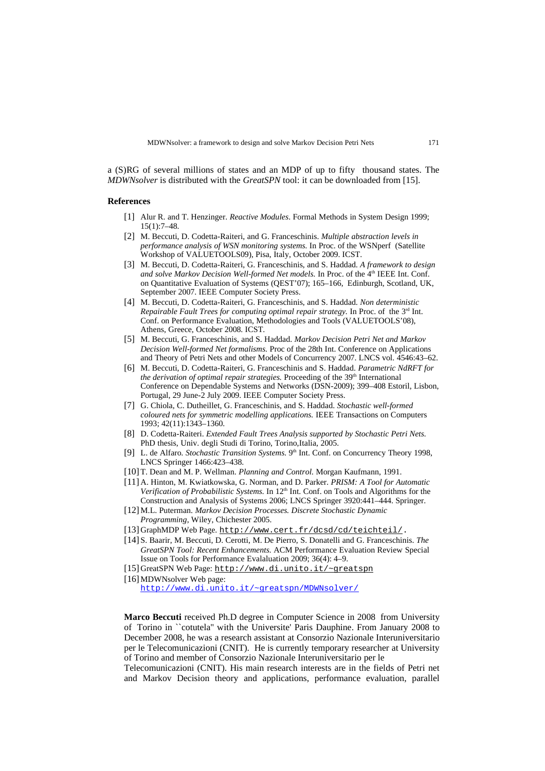a (S)RG of several millions of states and an MDP of up to fifty thousand states. The *MDWNsolver* is distributed with the *GreatSPN* tool: it can be downloaded from [15].

## References

[1] Alur R. and T. Henzinger. *Reactive Modules*. Formal Methods in System Design 1999; 15(1):7–48.

[2] M. Beccuti, D. Codetta-Raiteri, and G. Franceschinis. *Multiple abstraction levels in performance analysis of WSN monitoring systems.* In Proc. of the WSNperf (Satellite Workshop of VALUETOOLS09), Pisa, Italy, October 2009. ICST.

[3] M. Beccuti, D. Codetta-Raiteri, G. Franceschinis, and S. Haddad. *A framework to design and solve Markov Decision Well-formed Net models.* In Proc. of the 4th IEEE Int. Conf. on Quantitative Evaluation of Systems (QEST'07); 165–166, Edinburgh, Scotland, UK, September 2007. IEEE Computer Society Press.

[4] M. Beccuti, D. Codetta-Raiteri, G. Franceschinis, and S. Haddad. *Non deterministic Repairable Fault Trees for computing optimal repair strategy.* In Proc. of the 3rd Int. Conf. on Performance Evaluation, Methodologies and Tools (VALUETOOLS'08), Athens, Greece, October 2008. ICST.

[5] M. Beccuti, G. Franceschinis, and S. Haddad. *Markov Decision Petri Net and Markov Decision Well-formed Net formalisms.* Proc of the 28th Int. Conference on Applications and Theory of Petri Nets and other Models of Concurrency 2007. LNCS vol. 4546:43–62.

[6] M. Beccuti, D. Codetta-Raiteri, G. Franceschinis and S. Haddad. *Parametric NdRFT for the derivation of optimal repair strategies.* Proceeding of the 39th International Conference on Dependable Systems and Networks (DSN-2009); 399–408 Estoril, Lisbon, Portugal, 29 June-2 July 2009. IEEE Computer Society Press.

[7] G. Chiola, C. Dutheillet, G. Franceschinis, and S. Haddad. *Stochastic well-formed coloured nets for symmetric modelling applications.* IEEE Transactions on Computers 1993; 42(11):1343–1360.

[8] D. Codetta-Raiteri. *Extended Fault Trees Analysis supported by Stochastic Petri Nets.* PhD thesis, Univ. degli Studi di Torino, Torino,Italia, 2005.

[9] L. de Alfaro. *Stochastic Transition Systems.* 9th Int. Conf. on Concurrency Theory 1998, LNCS Springer 1466:423–438.

[10] T. Dean and M. P. Wellman. *Planning and Control.* Morgan Kaufmann, 1991.

[11] A. Hinton, M. Kwiatkowska, G. Norman, and D. Parker. *PRISM: A Tool for Automatic Verification of Probabilistic Systems.* In 12th Int. Conf. on Tools and Algorithms for the Construction and Analysis of Systems 2006; LNCS Springer 3920:441–444. Springer.

[12] M.L. Puterman. *Markov Decision Processes. Discrete Stochastic Dynamic Programming*, Wiley, Chichester 2005.

[13] GraphMDP Web Page. http://www.cert.fr/dcsd/cd/teichteil/.

[14] S. Baarir, M. Beccuti, D. Cerotti, M. De Pierro, S. Donatelli and G. Franceschinis. *The GreatSPN Tool: Recent Enhancements.* ACM Performance Evaluation Review Special Issue on Tools for Performance Evalaluation 2009; 36(4): 4–9.

[15] GreatSPN Web Page: http://www.di.unito.it/~greatspn

[16] MDWNsolver Web page: http://www.di.unito.it/~greatspn/MDWNsolver/

**Marco Beccuti** received Ph.D degree in Computer Science in 2008 from University of Torino in ``cotutela'' with the Universite' Paris Dauphine. From January 2008 to December 2008, he was a research assistant at Consorzio Nazionale Interuniversitario per le Telecomunicazioni (CNIT). He is currently temporary researcher at University of Torino and member of Consorzio Nazionale Interuniversitario per le Telecomunicazioni (CNIT). His main research interests are in the fields of Petri net and Markov Decision theory and applications, performance evaluation, parallel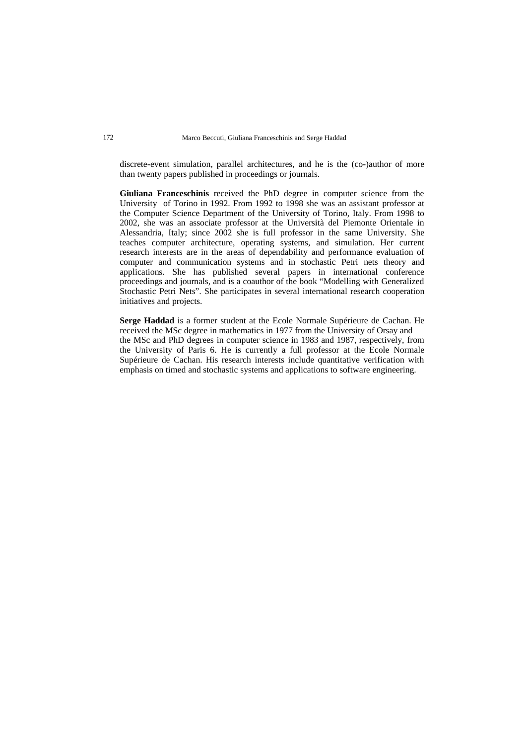discrete-event simulation, parallel architectures, and he is the (co-)author of more than twenty papers published in proceedings or journals.

**Giuliana Franceschinis** received the PhD degree in computer science from the University of Torino in 1992. From 1992 to 1998 she was an assistant professor at the Computer Science Department of the University of Torino, Italy. From 1998 to 2002, she was an associate professor at the Università del Piemonte Orientale in Alessandria, Italy; since 2002 she is full professor in the same University. She teaches computer architecture, operating systems, and simulation. Her current research interests are in the areas of dependability and performance evaluation of computer and communication systems and in stochastic Petri nets theory and applications. She has published several papers in international conference proceedings and journals, and is a coauthor of the book "Modelling with Generalized Stochastic Petri Nets". She participates in several international research cooperation initiatives and projects.

**Serge Haddad** is a former student at the Ecole Normale Supérieure de Cachan. He received the MSc degree in mathematics in 1977 from the University of Orsay and the MSc and PhD degrees in computer science in 1983 and 1987, respectively, from the University of Paris 6. He is currently a full professor at the Ecole Normale Supérieure de Cachan. His research interests include quantitative verification with emphasis on timed and stochastic systems and applications to software engineering.